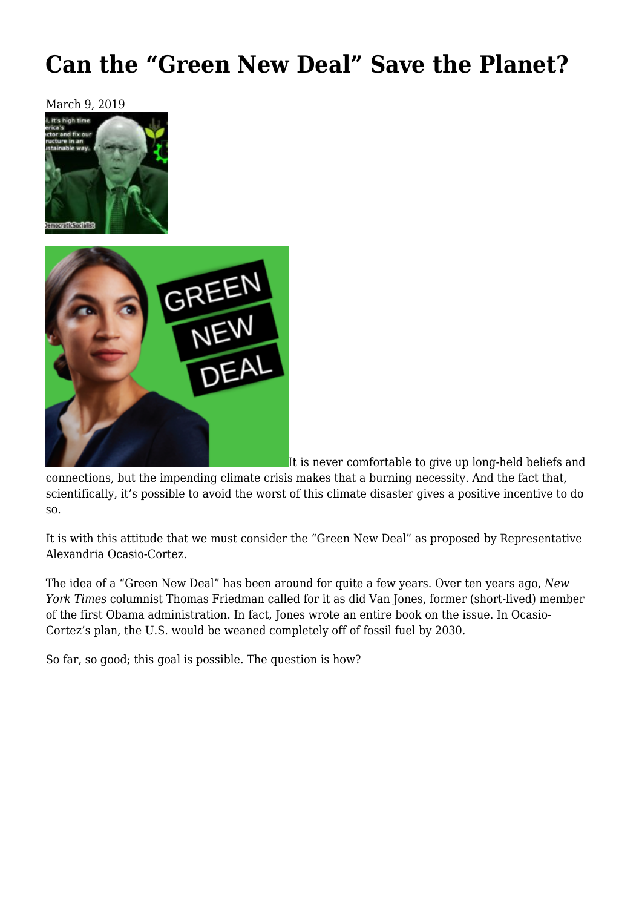# Can the "Green New Deal" Save the Planet?

March 9, 2019

It is never comfortable to give up long-held beliefs and connections, but the impending climate crisis makes that a burning necessity. And the fact that, scientifically, it's possible to avoid the worst of this climate disaster gives a positive incentive to do so.

It is with this attitude that we must consider the "Green New Deal" as proposed by Representative Alexandria Ocasio-Cortez.

The idea of a "Green New Deal" has been around for quite a few years. Over ten years ago, *New York Times* columnist Thomas Friedman called for it as did Van Jones, former (short-lived) member of the first Obama administration. In fact, Jones wrote an entire book on the issue. In Ocasio-Cortez's plan, the U.S. would be weaned completely off of fossil fuel by 2030.

So far, so good; this goal is possible. The question is how?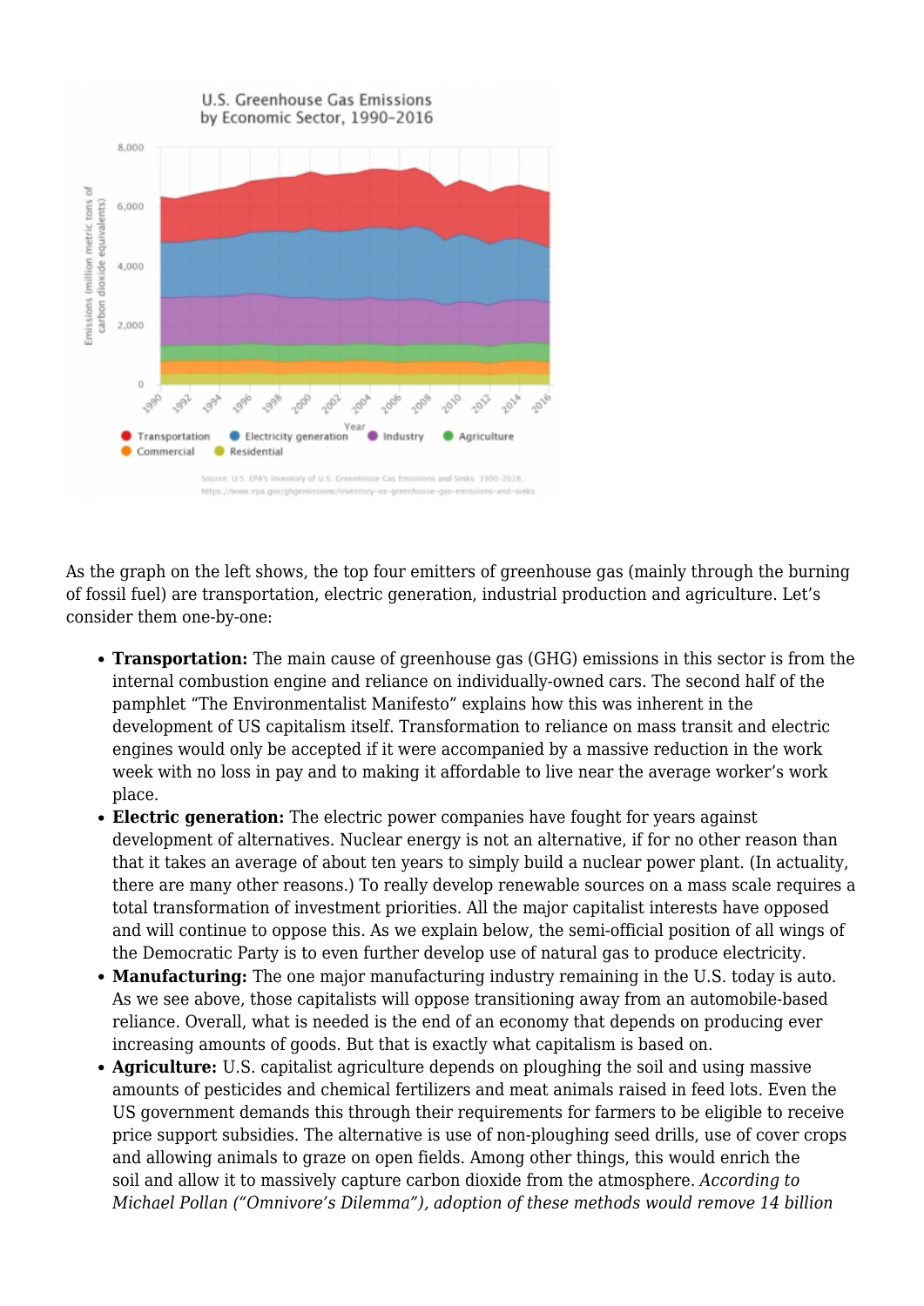As the graph on the left shows, the top four emitters of greenhouse gas (mainly through the burning of fossil fuel) are transportation, electric generation, industrial production and agriculture. Let's consider them one-by-one:

- **Transportation:** The main cause of greenhouse gas (GHG) emissions in this sector is from the internal combustion engine and reliance on individually-owned cars. The second half of the pamphlet "The Environmentalist Manifesto" explains how this was inherent in the development of US capitalism itself. Transformation to reliance on mass transit and electric engines would only be accepted if it were accompanied by a massive reduction in the work week with no loss in pay and to making it affordable to live near the average worker's work place.
- **Electric generation:** The electric power companies have fought for years against development of alternatives. Nuclear energy is not an alternative, if for no other reason than that it takes an average of about ten years to simply build a nuclear power plant. (In actuality, there are many other reasons.) To really develop renewable sources on a mass scale requires a total transformation of investment priorities. All the major capitalist interests have opposed and will continue to oppose this. As we explain below, the semi-official position of all wings of the Democratic Party is to even further develop use of natural gas to produce electricity.
- **Manufacturing:** The one major manufacturing industry remaining in the U.S. today is auto. As we see above, those capitalists will oppose transitioning away from an automobile-based reliance. Overall, what is needed is the end of an economy that depends on producing ever increasing amounts of goods. But that is exactly what capitalism is based on.
- **Agriculture:** U.S. capitalist agriculture depends on ploughing the soil and using massive amounts of pesticides and chemical fertilizers and meat animals raised in feed lots. Even the US government demands this through their requirements for farmers to be eligible to receive price support subsidies. The alternative is use of non-ploughing seed drills, use of cover crops and allowing animals to graze on open fields. Among other things, this would enrich the soil and allow it to massively capture carbon dioxide from the atmosphere. *According to Michael Pollan ("Omnivore's Dilemma"), adoption of these methods would remove 14 billion*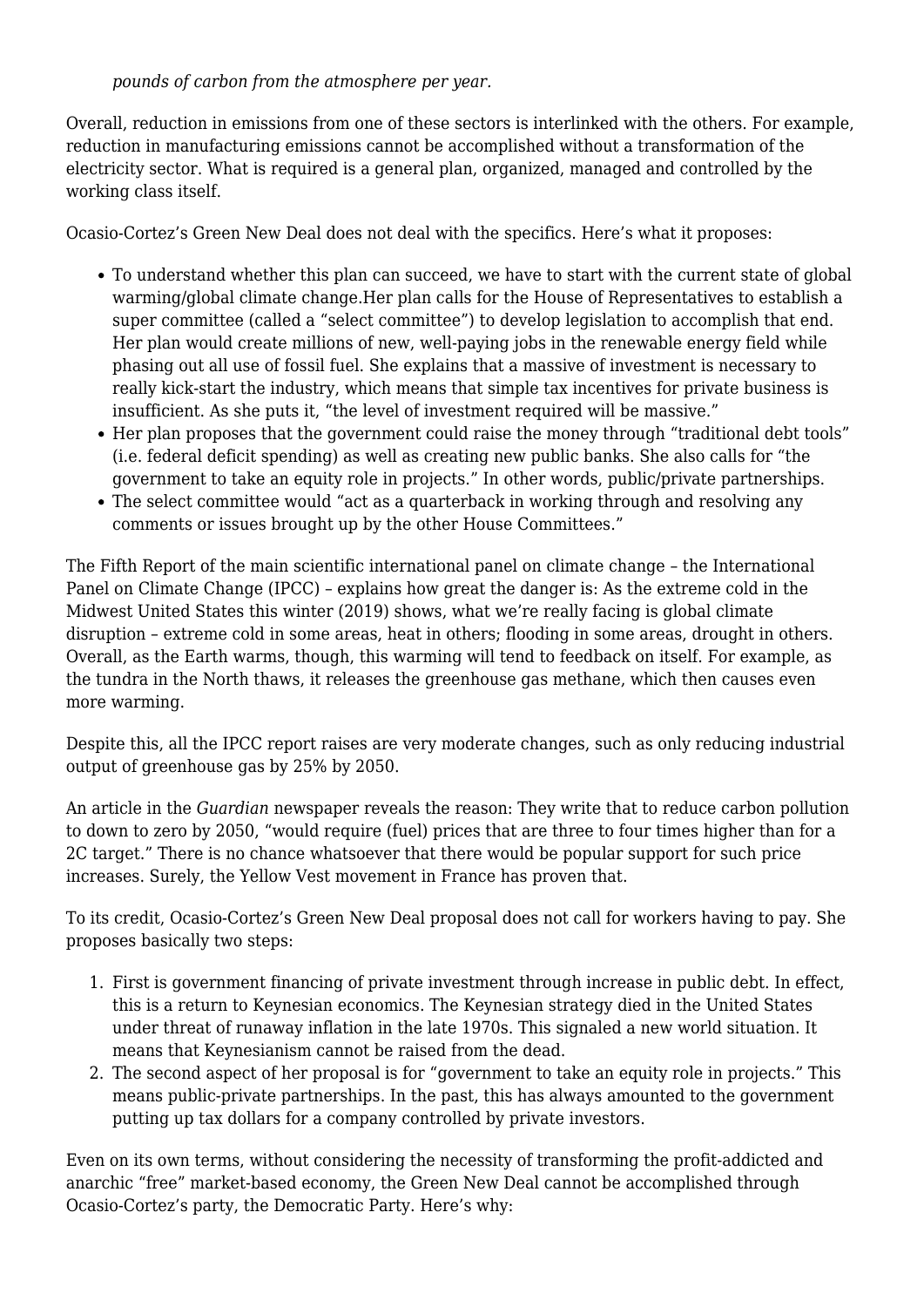*pounds of carbon from the atmosphere per year.*

Overall, reduction in emissions from one of these sectors is interlinked with the others. For example, reduction in manufacturing emissions cannot be accomplished without a transformation of the electricity sector. What is required is a general plan, organized, managed and controlled by the working class itself.

Ocasio-Cortez's Green New Deal does not deal with the specifics. Here's what it proposes:

- To understand whether this plan can succeed, we have to start with the current state of global warming/global climate change.Her plan calls for the House of Representatives to establish a super committee (called a "select committee") to develop legislation to accomplish that end. Her plan would create millions of new, well-paying jobs in the renewable energy field while phasing out all use of fossil fuel. She explains that a massive of investment is necessary to really kick-start the industry, which means that simple tax incentives for private business is insufficient. As she puts it, "the level of investment required will be massive."
- Her plan proposes that the government could raise the money through "traditional debt tools" (i.e. federal deficit spending) as well as creating new public banks. She also calls for "the government to take an equity role in projects." In other words, public/private partnerships.
- The select committee would "act as a quarterback in working through and resolving any comments or issues brought up by the other House Committees."

The Fifth Report of the main scientific international panel on climate change – the International Panel on Climate Change (IPCC) – explains how great the danger is: As the extreme cold in the Midwest United States this winter (2019) shows, what we're really facing is global climate disruption – extreme cold in some areas, heat in others; flooding in some areas, drought in others. Overall, as the Earth warms, though, this warming will tend to feedback on itself. For example, as the tundra in the North thaws, it releases the greenhouse gas methane, which then causes even more warming.

Despite this, all the IPCC report raises are very moderate changes, such as only reducing industrial output of greenhouse gas by 25% by 2050.

An article in the *Guardian* newspaper reveals the reason: They write that to reduce carbon pollution to down to zero by 2050, "would require (fuel) prices that are three to four times higher than for a 2C target." There is no chance whatsoever that there would be popular support for such price increases. Surely, the Yellow Vest movement in France has proven that.

To its credit, Ocasio-Cortez's Green New Deal proposal does not call for workers having to pay. She proposes basically two steps:

1. First is government financing of private investment through increase in public debt. In effect, this is a return to Keynesian economics. The Keynesian strategy died in the United States under threat of runaway inflation in the late 1970s. This signaled a new world situation. It means that Keynesianism cannot be raised from the dead.
2. The second aspect of her proposal is for "government to take an equity role in projects." This means public-private partnerships. In the past, this has always amounted to the government putting up tax dollars for a company controlled by private investors.

Even on its own terms, without considering the necessity of transforming the profit-addicted and anarchic "free" market-based economy, the Green New Deal cannot be accomplished through Ocasio-Cortez's party, the Democratic Party. Here's why: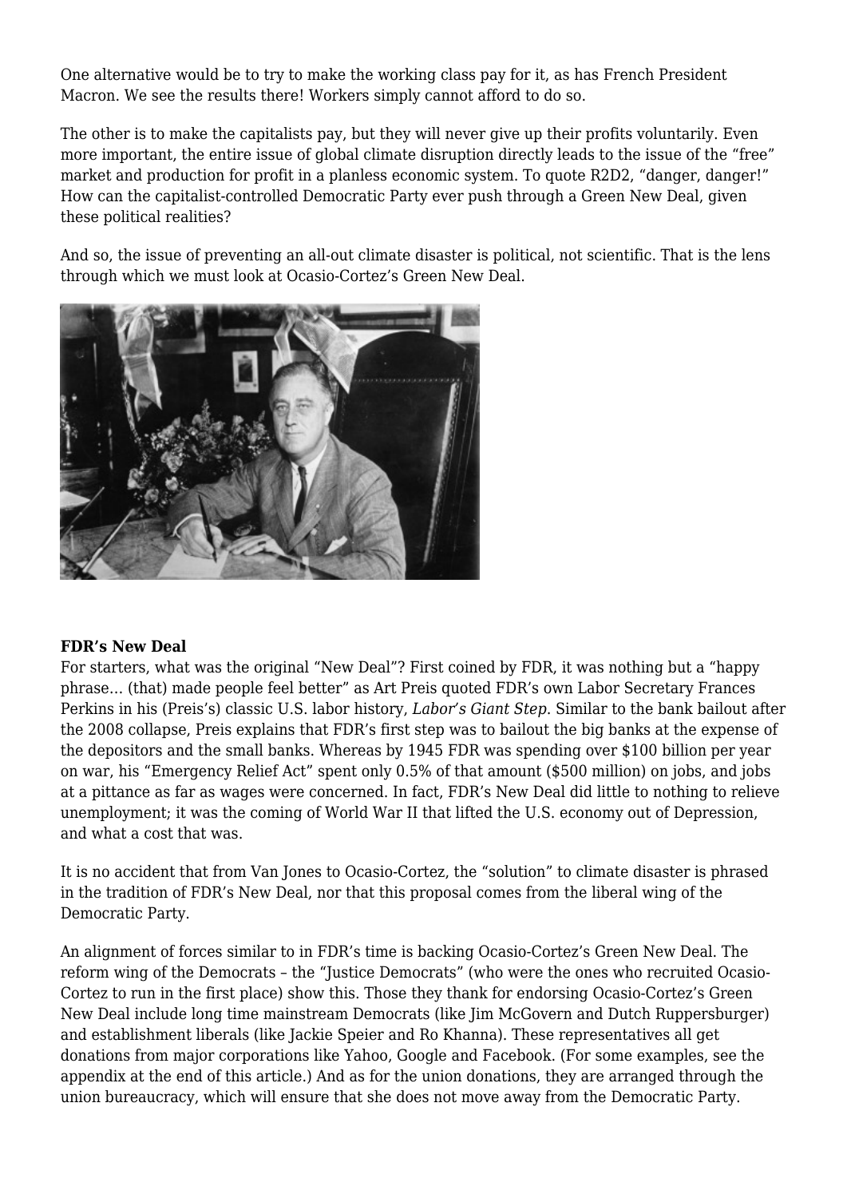One alternative would be to try to make the working class pay for it, as has French President Macron. We see the results there! Workers simply cannot afford to do so.

The other is to make the capitalists pay, but they will never give up their profits voluntarily. Even more important, the entire issue of global climate disruption directly leads to the issue of the "free" market and production for profit in a planless economic system. To quote R2D2, "danger, danger!" How can the capitalist-controlled Democratic Party ever push through a Green New Deal, given these political realities?

And so, the issue of preventing an all-out climate disaster is political, not scientific. That is the lens through which we must look at Ocasio-Cortez's Green New Deal.

**FDR's New Deal**

For starters, what was the original "New Deal"? First coined by FDR, it was nothing but a "happy phrase… (that) made people feel better" as Art Preis quoted FDR's own Labor Secretary Frances Perkins in his (Preis's) classic U.S. labor history, *Labor's Giant Step*. Similar to the bank bailout after the 2008 collapse, Preis explains that FDR's first step was to bailout the big banks at the expense of the depositors and the small banks. Whereas by 1945 FDR was spending over $100 billion per year on war, his "Emergency Relief Act" spent only 0.5% of that amount ($500 million) on jobs, and jobs at a pittance as far as wages were concerned. In fact, FDR's New Deal did little to nothing to relieve unemployment; it was the coming of World War II that lifted the U.S. economy out of Depression, and what a cost that was.

It is no accident that from Van Jones to Ocasio-Cortez, the "solution" to climate disaster is phrased in the tradition of FDR's New Deal, nor that this proposal comes from the liberal wing of the Democratic Party.

An alignment of forces similar to in FDR's time is backing Ocasio-Cortez's Green New Deal. The reform wing of the Democrats – the "Justice Democrats" (who were the ones who recruited Ocasio-Cortez to run in the first place) show this. Those they thank for endorsing Ocasio-Cortez's Green New Deal include long time mainstream Democrats (like Jim McGovern and Dutch Ruppersburger) and establishment liberals (like Jackie Speier and Ro Khanna). These representatives all get donations from major corporations like Yahoo, Google and Facebook. (For some examples, see the appendix at the end of this article.) And as for the union donations, they are arranged through the union bureaucracy, which will ensure that she does not move away from the Democratic Party.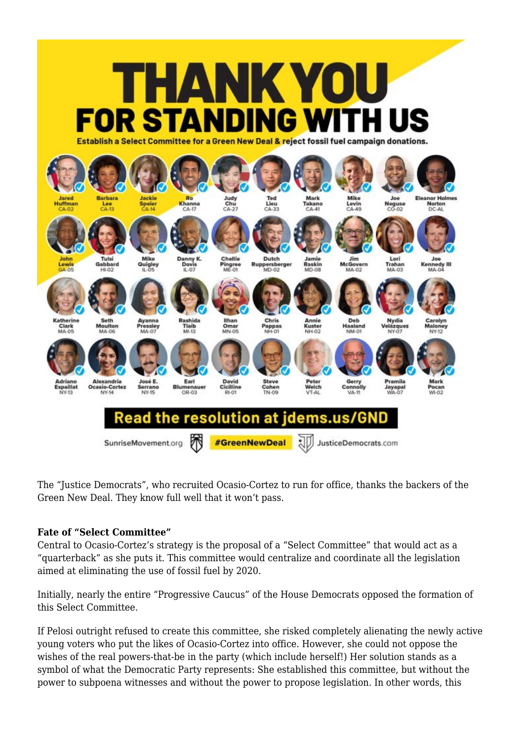# THANK YOU
## FOR STANDING WITH US

**Establish a Select Committee for a Green New Deal & reject fossil fuel campaign donations.**

Jared Huffman CA-02, Barbara Lee CA-13, Jackie Speier CA-14, Ro Khanna CA-17, Judy Chu CA-27, Ted Lieu CA-33, Mark Takano CA-41, Mike Levin CA-49, Joe Neguse CO-02, Eleanor Holmes Norton DC-AL

John Lewis GA-05, Tulsi Gabbard HI-02, Mike Quigley IL-05, Danny K. Davis IL-07, Chellie Pingree ME-01, Dutch Ruppersberger MD-02, Jamie Raskin MD-08, Jim McGovern MA-02, Lori Trahan MA-03, Joe Kennedy III MA-04

Katherine Clark MA-05, Seth Moulton MA-06, Ayanna Pressley MA-07, Rashida Tlaib MI-13, Ilhan Omar MN-05, Chris Pappas NH-01, Annie Kuster NH-02, Deb Haaland NM-01, Nydia Velázquez NY-07, Carolyn Maloney NY-12

Adriano Espaillat NY-13, Alexandria Ocasio-Cortez NY-14, José E. Serrano NY-15, Earl Blumenauer OR-03, David Cicilline RI-01, Steve Cohen TN-09, Peter Welch VT-AL, Gerry Connolly VA-11, Pramila Jayapal WA-07, Mark Pocan WI-02

**Read the resolution at jdems.us/GND**

SunriseMovement.org **#GreenNewDeal** JusticeDemocrats.com

The "Justice Democrats", who recruited Ocasio-Cortez to run for office, thanks the backers of the Green New Deal. They know full well that it won't pass.

**Fate of "Select Committee"**

Central to Ocasio-Cortez's strategy is the proposal of a "Select Committee" that would act as a "quarterback" as she puts it. This committee would centralize and coordinate all the legislation aimed at eliminating the use of fossil fuel by 2020.

Initially, nearly the entire "Progressive Caucus" of the House Democrats opposed the formation of this Select Committee.

If Pelosi outright refused to create this committee, she risked completely alienating the newly active young voters who put the likes of Ocasio-Cortez into office. However, she could not oppose the wishes of the real powers-that-be in the party (which include herself!) Her solution stands as a symbol of what the Democratic Party represents: She established this committee, but without the power to subpoena witnesses and without the power to propose legislation. In other words, this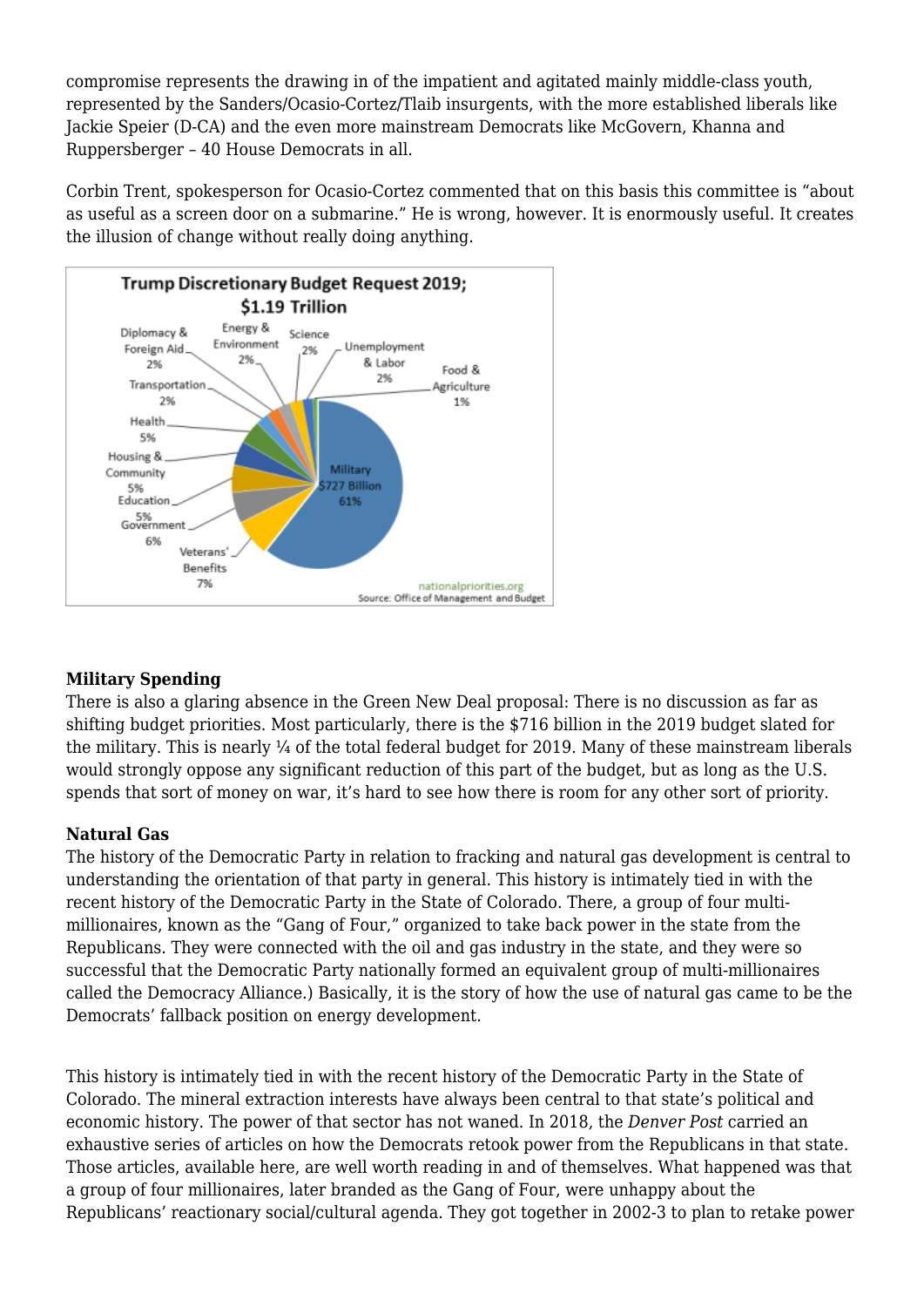compromise represents the drawing in of the impatient and agitated mainly middle-class youth, represented by the Sanders/Ocasio-Cortez/Tlaib insurgents, with the more established liberals like Jackie Speier (D-CA) and the even more mainstream Democrats like McGovern, Khanna and Ruppersberger – 40 House Democrats in all.

Corbin Trent, spokesperson for Ocasio-Cortez commented that on this basis this committee is "about as useful as a screen door on a submarine." He is wrong, however. It is enormously useful. It creates the illusion of change without really doing anything.

**Military Spending**
There is also a glaring absence in the Green New Deal proposal: There is no discussion as far as shifting budget priorities. Most particularly, there is the $716 billion in the 2019 budget slated for the military. This is nearly ¼ of the total federal budget for 2019. Many of these mainstream liberals would strongly oppose any significant reduction of this part of the budget, but as long as the U.S. spends that sort of money on war, it's hard to see how there is room for any other sort of priority.

**Natural Gas**
The history of the Democratic Party in relation to fracking and natural gas development is central to understanding the orientation of that party in general. This history is intimately tied in with the recent history of the Democratic Party in the State of Colorado. There, a group of four multi-millionaires, known as the "Gang of Four," organized to take back power in the state from the Republicans. They were connected with the oil and gas industry in the state, and they were so successful that the Democratic Party nationally formed an equivalent group of multi-millionaires called the Democracy Alliance.) Basically, it is the story of how the use of natural gas came to be the Democrats' fallback position on energy development.

This history is intimately tied in with the recent history of the Democratic Party in the State of Colorado. The mineral extraction interests have always been central to that state's political and economic history. The power of that sector has not waned. In 2018, the *Denver Post* carried an exhaustive series of articles on how the Democrats retook power from the Republicans in that state. Those articles, available here, are well worth reading in and of themselves. What happened was that a group of four millionaires, later branded as the Gang of Four, were unhappy about the Republicans' reactionary social/cultural agenda. They got together in 2002-3 to plan to retake power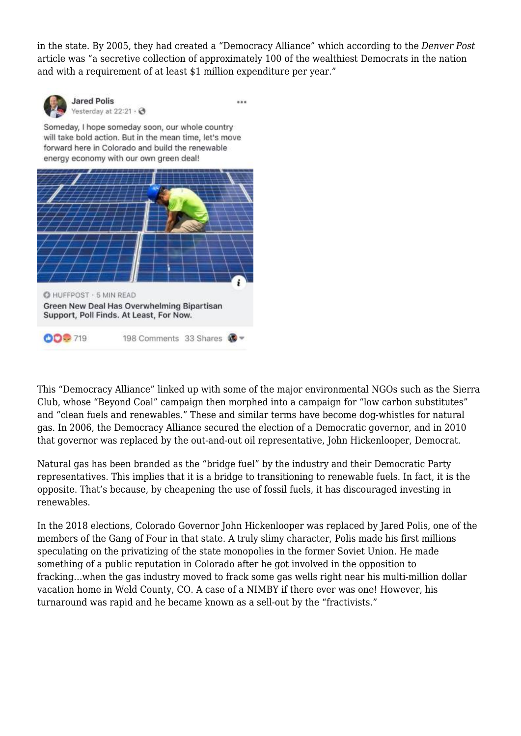in the state. By 2005, they had created a "Democracy Alliance" which according to the *Denver Post* article was "a secretive collection of approximately 100 of the wealthiest Democrats in the nation and with a requirement of at least $1 million expenditure per year."

This "Democracy Alliance" linked up with some of the major environmental NGOs such as the Sierra Club, whose "Beyond Coal" campaign then morphed into a campaign for "low carbon substitutes" and "clean fuels and renewables." These and similar terms have become dog-whistles for natural gas. In 2006, the Democracy Alliance secured the election of a Democratic governor, and in 2010 that governor was replaced by the out-and-out oil representative, John Hickenlooper, Democrat.

Natural gas has been branded as the "bridge fuel" by the industry and their Democratic Party representatives. This implies that it is a bridge to transitioning to renewable fuels. In fact, it is the opposite. That's because, by cheapening the use of fossil fuels, it has discouraged investing in renewables.

In the 2018 elections, Colorado Governor John Hickenlooper was replaced by Jared Polis, one of the members of the Gang of Four in that state. A truly slimy character, Polis made his first millions speculating on the privatizing of the state monopolies in the former Soviet Union. He made something of a public reputation in Colorado after he got involved in the opposition to fracking…when the gas industry moved to frack some gas wells right near his multi-million dollar vacation home in Weld County, CO. A case of a NIMBY if there ever was one! However, his turnaround was rapid and he became known as a sell-out by the "fractivists."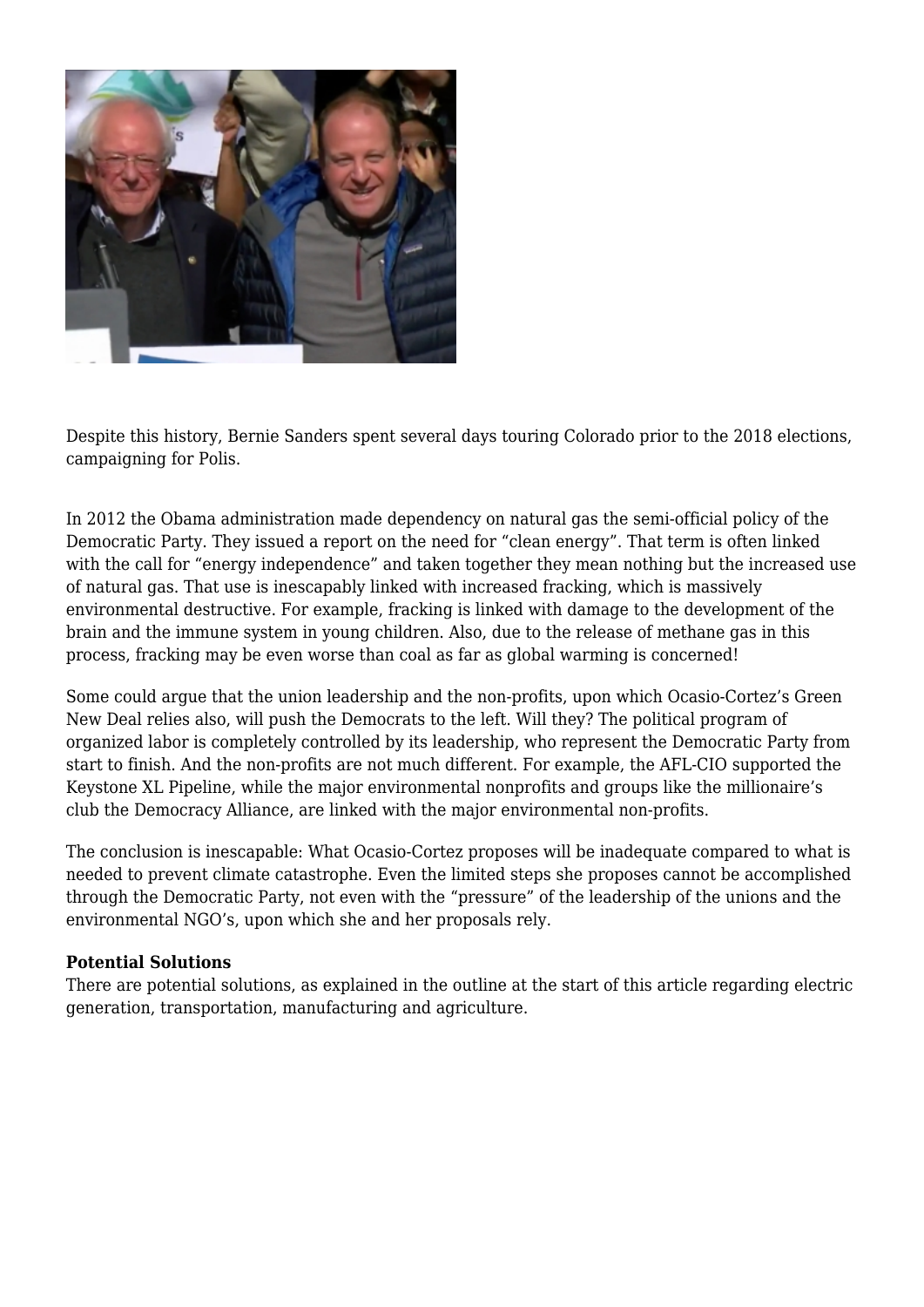Despite this history, Bernie Sanders spent several days touring Colorado prior to the 2018 elections, campaigning for Polis.

In 2012 the Obama administration made dependency on natural gas the semi-official policy of the Democratic Party. They issued a report on the need for "clean energy". That term is often linked with the call for "energy independence" and taken together they mean nothing but the increased use of natural gas. That use is inescapably linked with increased fracking, which is massively environmental destructive. For example, fracking is linked with damage to the development of the brain and the immune system in young children. Also, due to the release of methane gas in this process, fracking may be even worse than coal as far as global warming is concerned!

Some could argue that the union leadership and the non-profits, upon which Ocasio-Cortez's Green New Deal relies also, will push the Democrats to the left. Will they? The political program of organized labor is completely controlled by its leadership, who represent the Democratic Party from start to finish. And the non-profits are not much different. For example, the AFL-CIO supported the Keystone XL Pipeline, while the major environmental nonprofits and groups like the millionaire's club the Democracy Alliance, are linked with the major environmental non-profits.

The conclusion is inescapable: What Ocasio-Cortez proposes will be inadequate compared to what is needed to prevent climate catastrophe. Even the limited steps she proposes cannot be accomplished through the Democratic Party, not even with the "pressure" of the leadership of the unions and the environmental NGO's, upon which she and her proposals rely.

**Potential Solutions**

There are potential solutions, as explained in the outline at the start of this article regarding electric generation, transportation, manufacturing and agriculture.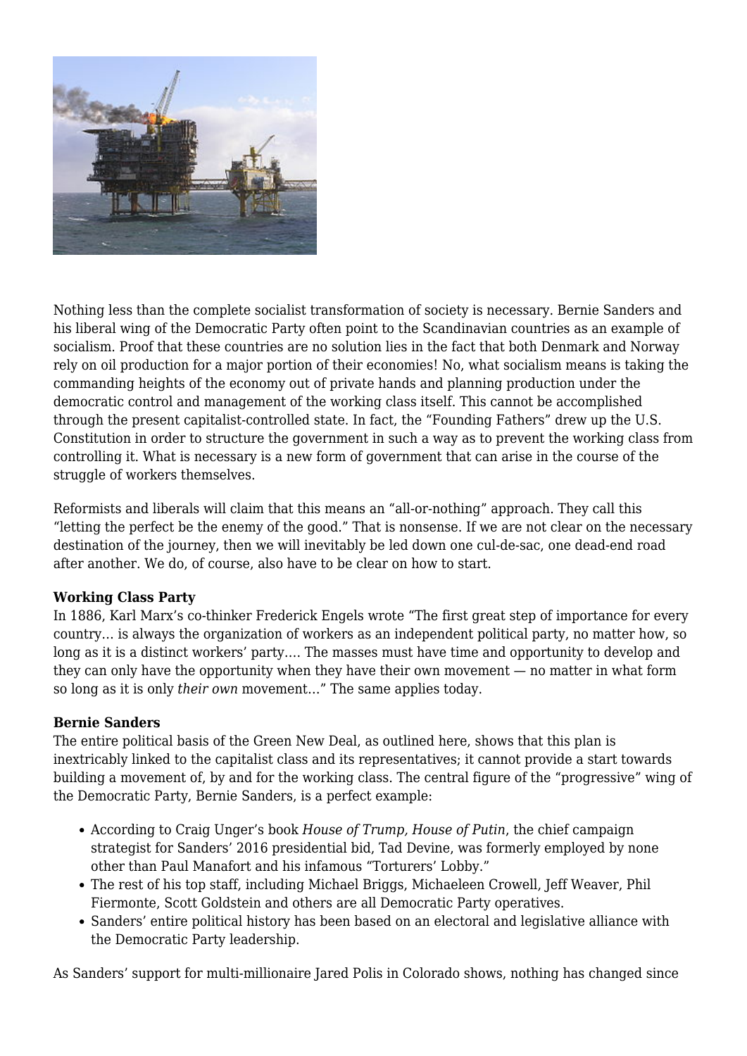Nothing less than the complete socialist transformation of society is necessary. Bernie Sanders and his liberal wing of the Democratic Party often point to the Scandinavian countries as an example of socialism. Proof that these countries are no solution lies in the fact that both Denmark and Norway rely on oil production for a major portion of their economies! No, what socialism means is taking the commanding heights of the economy out of private hands and planning production under the democratic control and management of the working class itself. This cannot be accomplished through the present capitalist-controlled state. In fact, the "Founding Fathers" drew up the U.S. Constitution in order to structure the government in such a way as to prevent the working class from controlling it. What is necessary is a new form of government that can arise in the course of the struggle of workers themselves.

Reformists and liberals will claim that this means an "all-or-nothing" approach. They call this "letting the perfect be the enemy of the good." That is nonsense. If we are not clear on the necessary destination of the journey, then we will inevitably be led down one cul-de-sac, one dead-end road after another. We do, of course, also have to be clear on how to start.

**Working Class Party**

In 1886, Karl Marx's co-thinker Frederick Engels wrote "The first great step of importance for every country… is always the organization of workers as an independent political party, no matter how, so long as it is a distinct workers' party…. The masses must have time and opportunity to develop and they can only have the opportunity when they have their own movement — no matter in what form so long as it is only *their own* movement…" The same applies today.

**Bernie Sanders**

The entire political basis of the Green New Deal, as outlined here, shows that this plan is inextricably linked to the capitalist class and its representatives; it cannot provide a start towards building a movement of, by and for the working class. The central figure of the "progressive" wing of the Democratic Party, Bernie Sanders, is a perfect example:

- According to Craig Unger's book *House of Trump, House of Putin*, the chief campaign strategist for Sanders' 2016 presidential bid, Tad Devine, was formerly employed by none other than Paul Manafort and his infamous "Torturers' Lobby."
- The rest of his top staff, including Michael Briggs, Michaeleen Crowell, Jeff Weaver, Phil Fiermonte, Scott Goldstein and others are all Democratic Party operatives.
- Sanders' entire political history has been based on an electoral and legislative alliance with the Democratic Party leadership.

As Sanders' support for multi-millionaire Jared Polis in Colorado shows, nothing has changed since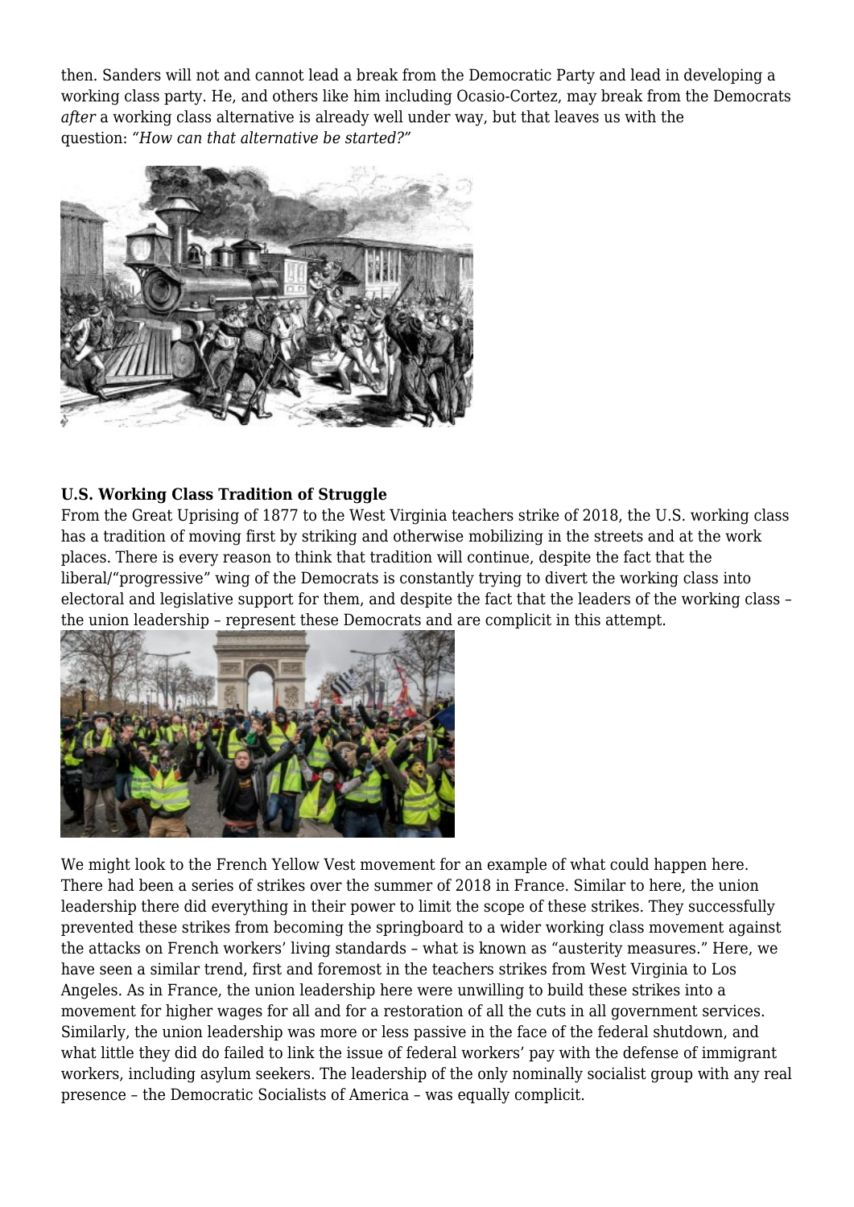then. Sanders will not and cannot lead a break from the Democratic Party and lead in developing a working class party. He, and others like him including Ocasio-Cortez, may break from the Democrats *after* a working class alternative is already well under way, but that leaves us with the question: *"How can that alternative be started?"*

**U.S. Working Class Tradition of Struggle**

From the Great Uprising of 1877 to the West Virginia teachers strike of 2018, the U.S. working class has a tradition of moving first by striking and otherwise mobilizing in the streets and at the work places. There is every reason to think that tradition will continue, despite the fact that the liberal/"progressive" wing of the Democrats is constantly trying to divert the working class into electoral and legislative support for them, and despite the fact that the leaders of the working class – the union leadership – represent these Democrats and are complicit in this attempt.

We might look to the French Yellow Vest movement for an example of what could happen here. There had been a series of strikes over the summer of 2018 in France. Similar to here, the union leadership there did everything in their power to limit the scope of these strikes. They successfully prevented these strikes from becoming the springboard to a wider working class movement against the attacks on French workers' living standards – what is known as "austerity measures." Here, we have seen a similar trend, first and foremost in the teachers strikes from West Virginia to Los Angeles. As in France, the union leadership here were unwilling to build these strikes into a movement for higher wages for all and for a restoration of all the cuts in all government services. Similarly, the union leadership was more or less passive in the face of the federal shutdown, and what little they did do failed to link the issue of federal workers' pay with the defense of immigrant workers, including asylum seekers. The leadership of the only nominally socialist group with any real presence – the Democratic Socialists of America – was equally complicit.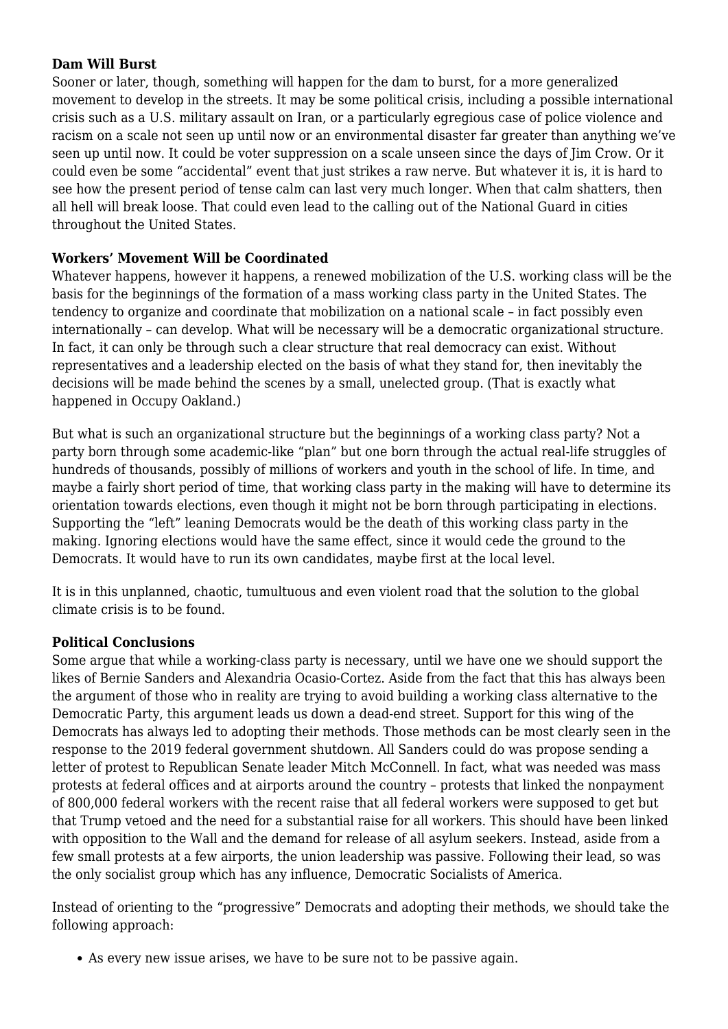**Dam Will Burst**
Sooner or later, though, something will happen for the dam to burst, for a more generalized movement to develop in the streets. It may be some political crisis, including a possible international crisis such as a U.S. military assault on Iran, or a particularly egregious case of police violence and racism on a scale not seen up until now or an environmental disaster far greater than anything we've seen up until now. It could be voter suppression on a scale unseen since the days of Jim Crow. Or it could even be some "accidental" event that just strikes a raw nerve. But whatever it is, it is hard to see how the present period of tense calm can last very much longer. When that calm shatters, then all hell will break loose. That could even lead to the calling out of the National Guard in cities throughout the United States.

**Workers' Movement Will be Coordinated**
Whatever happens, however it happens, a renewed mobilization of the U.S. working class will be the basis for the beginnings of the formation of a mass working class party in the United States. The tendency to organize and coordinate that mobilization on a national scale – in fact possibly even internationally – can develop. What will be necessary will be a democratic organizational structure. In fact, it can only be through such a clear structure that real democracy can exist. Without representatives and a leadership elected on the basis of what they stand for, then inevitably the decisions will be made behind the scenes by a small, unelected group. (That is exactly what happened in Occupy Oakland.)

But what is such an organizational structure but the beginnings of a working class party? Not a party born through some academic-like "plan" but one born through the actual real-life struggles of hundreds of thousands, possibly of millions of workers and youth in the school of life. In time, and maybe a fairly short period of time, that working class party in the making will have to determine its orientation towards elections, even though it might not be born through participating in elections. Supporting the "left" leaning Democrats would be the death of this working class party in the making. Ignoring elections would have the same effect, since it would cede the ground to the Democrats. It would have to run its own candidates, maybe first at the local level.

It is in this unplanned, chaotic, tumultuous and even violent road that the solution to the global climate crisis is to be found.

**Political Conclusions**
Some argue that while a working-class party is necessary, until we have one we should support the likes of Bernie Sanders and Alexandria Ocasio-Cortez. Aside from the fact that this has always been the argument of those who in reality are trying to avoid building a working class alternative to the Democratic Party, this argument leads us down a dead-end street. Support for this wing of the Democrats has always led to adopting their methods. Those methods can be most clearly seen in the response to the 2019 federal government shutdown. All Sanders could do was propose sending a letter of protest to Republican Senate leader Mitch McConnell. In fact, what was needed was mass protests at federal offices and at airports around the country – protests that linked the nonpayment of 800,000 federal workers with the recent raise that all federal workers were supposed to get but that Trump vetoed and the need for a substantial raise for all workers. This should have been linked with opposition to the Wall and the demand for release of all asylum seekers. Instead, aside from a few small protests at a few airports, the union leadership was passive. Following their lead, so was the only socialist group which has any influence, Democratic Socialists of America.

Instead of orienting to the "progressive" Democrats and adopting their methods, we should take the following approach:

- As every new issue arises, we have to be sure not to be passive again.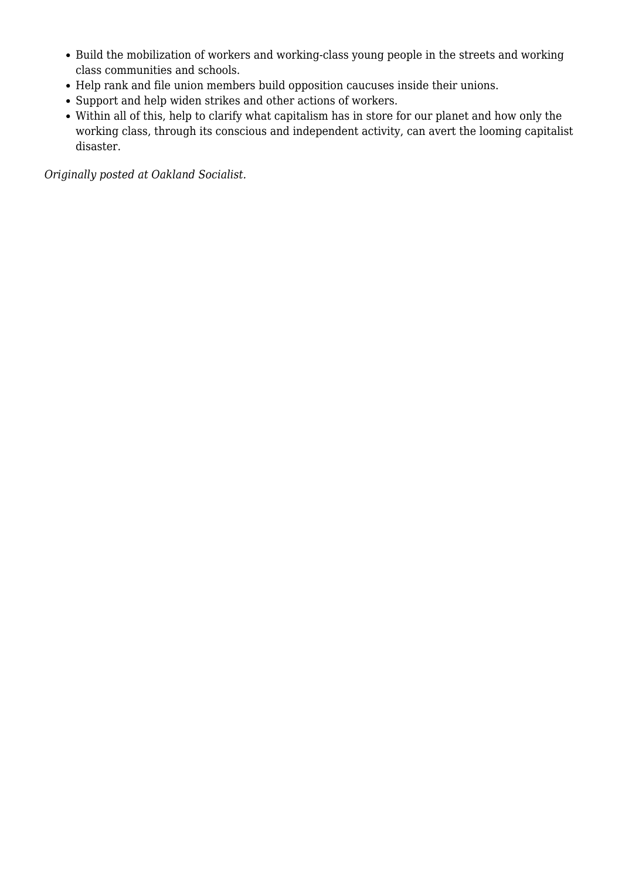- Build the mobilization of workers and working-class young people in the streets and working class communities and schools.
- Help rank and file union members build opposition caucuses inside their unions.
- Support and help widen strikes and other actions of workers.
- Within all of this, help to clarify what capitalism has in store for our planet and how only the working class, through its conscious and independent activity, can avert the looming capitalist disaster.

*Originally posted at Oakland Socialist.*